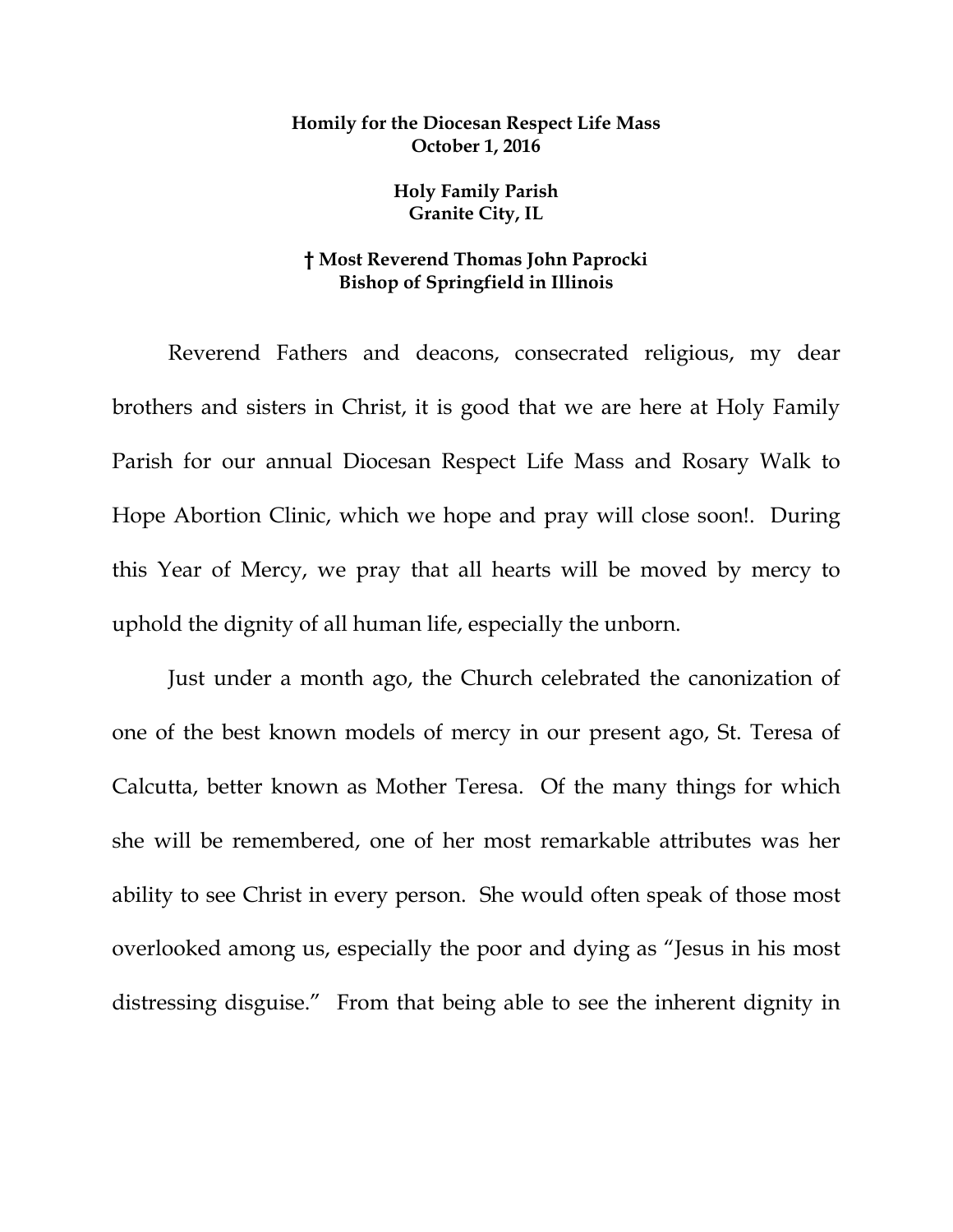**Homily for the Diocesan Respect Life Mass**
**October 1, 2016**

**Holy Family Parish**
**Granite City, IL**

**† Most Reverend Thomas John Paprocki**
**Bishop of Springfield in Illinois**

Reverend Fathers and deacons, consecrated religious, my dear brothers and sisters in Christ, it is good that we are here at Holy Family Parish for our annual Diocesan Respect Life Mass and Rosary Walk to Hope Abortion Clinic, which we hope and pray will close soon!. During this Year of Mercy, we pray that all hearts will be moved by mercy to uphold the dignity of all human life, especially the unborn.

Just under a month ago, the Church celebrated the canonization of one of the best known models of mercy in our present ago, St. Teresa of Calcutta, better known as Mother Teresa. Of the many things for which she will be remembered, one of her most remarkable attributes was her ability to see Christ in every person. She would often speak of those most overlooked among us, especially the poor and dying as "Jesus in his most distressing disguise." From that being able to see the inherent dignity in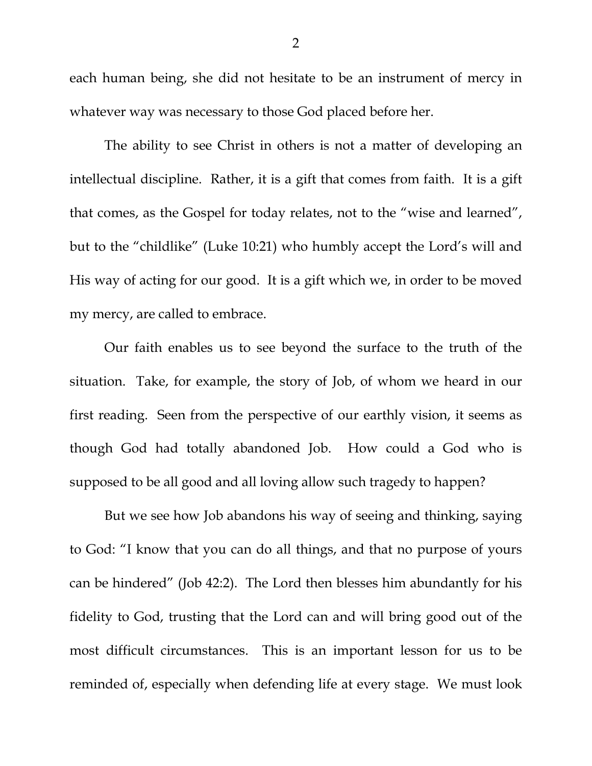each human being, she did not hesitate to be an instrument of mercy in whatever way was necessary to those God placed before her.

The ability to see Christ in others is not a matter of developing an intellectual discipline. Rather, it is a gift that comes from faith. It is a gift that comes, as the Gospel for today relates, not to the "wise and learned", but to the "childlike" (Luke 10:21) who humbly accept the Lord's will and His way of acting for our good. It is a gift which we, in order to be moved my mercy, are called to embrace.

Our faith enables us to see beyond the surface to the truth of the situation. Take, for example, the story of Job, of whom we heard in our first reading. Seen from the perspective of our earthly vision, it seems as though God had totally abandoned Job. How could a God who is supposed to be all good and all loving allow such tragedy to happen?

But we see how Job abandons his way of seeing and thinking, saying to God: "I know that you can do all things, and that no purpose of yours can be hindered" (Job 42:2). The Lord then blesses him abundantly for his fidelity to God, trusting that the Lord can and will bring good out of the most difficult circumstances. This is an important lesson for us to be reminded of, especially when defending life at every stage. We must look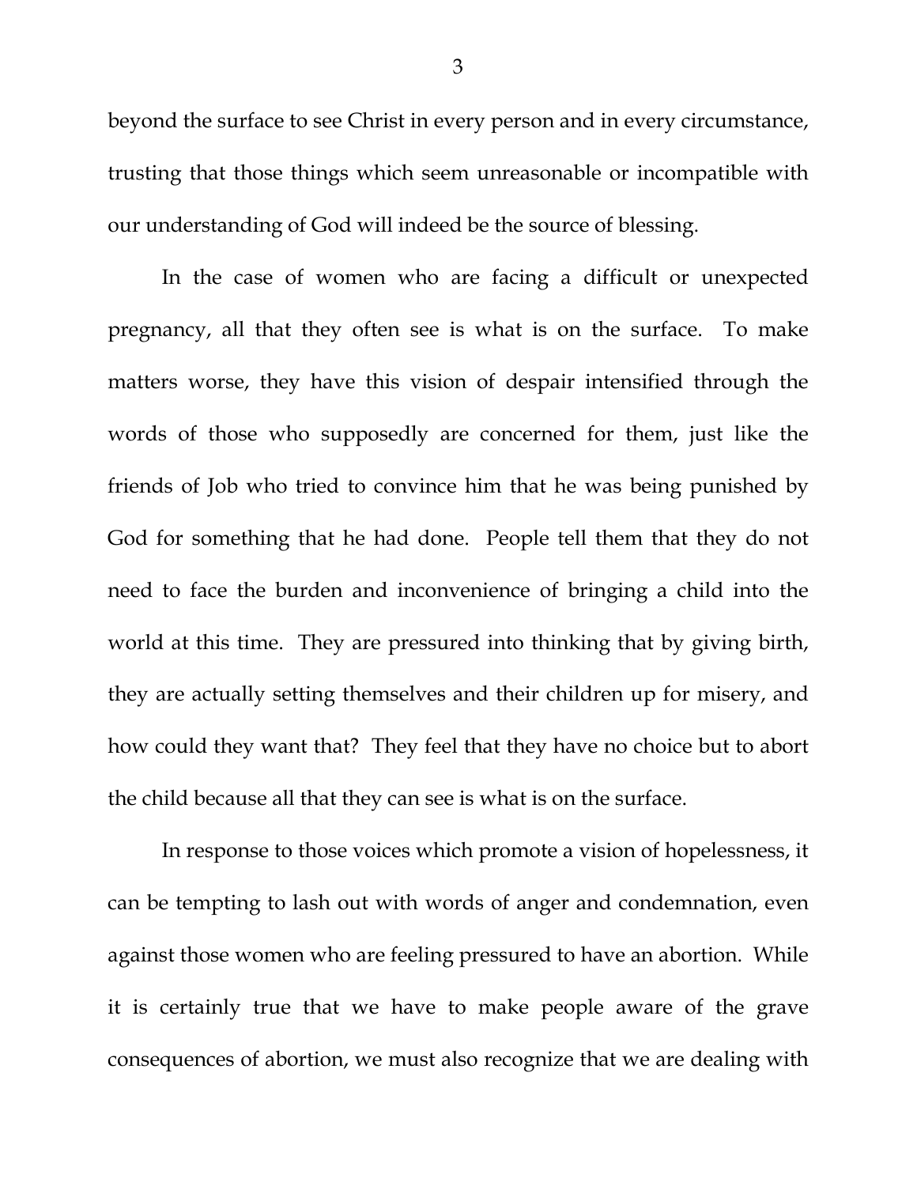beyond the surface to see Christ in every person and in every circumstance, trusting that those things which seem unreasonable or incompatible with our understanding of God will indeed be the source of blessing.

In the case of women who are facing a difficult or unexpected pregnancy, all that they often see is what is on the surface. To make matters worse, they have this vision of despair intensified through the words of those who supposedly are concerned for them, just like the friends of Job who tried to convince him that he was being punished by God for something that he had done. People tell them that they do not need to face the burden and inconvenience of bringing a child into the world at this time. They are pressured into thinking that by giving birth, they are actually setting themselves and their children up for misery, and how could they want that? They feel that they have no choice but to abort the child because all that they can see is what is on the surface.

In response to those voices which promote a vision of hopelessness, it can be tempting to lash out with words of anger and condemnation, even against those women who are feeling pressured to have an abortion. While it is certainly true that we have to make people aware of the grave consequences of abortion, we must also recognize that we are dealing with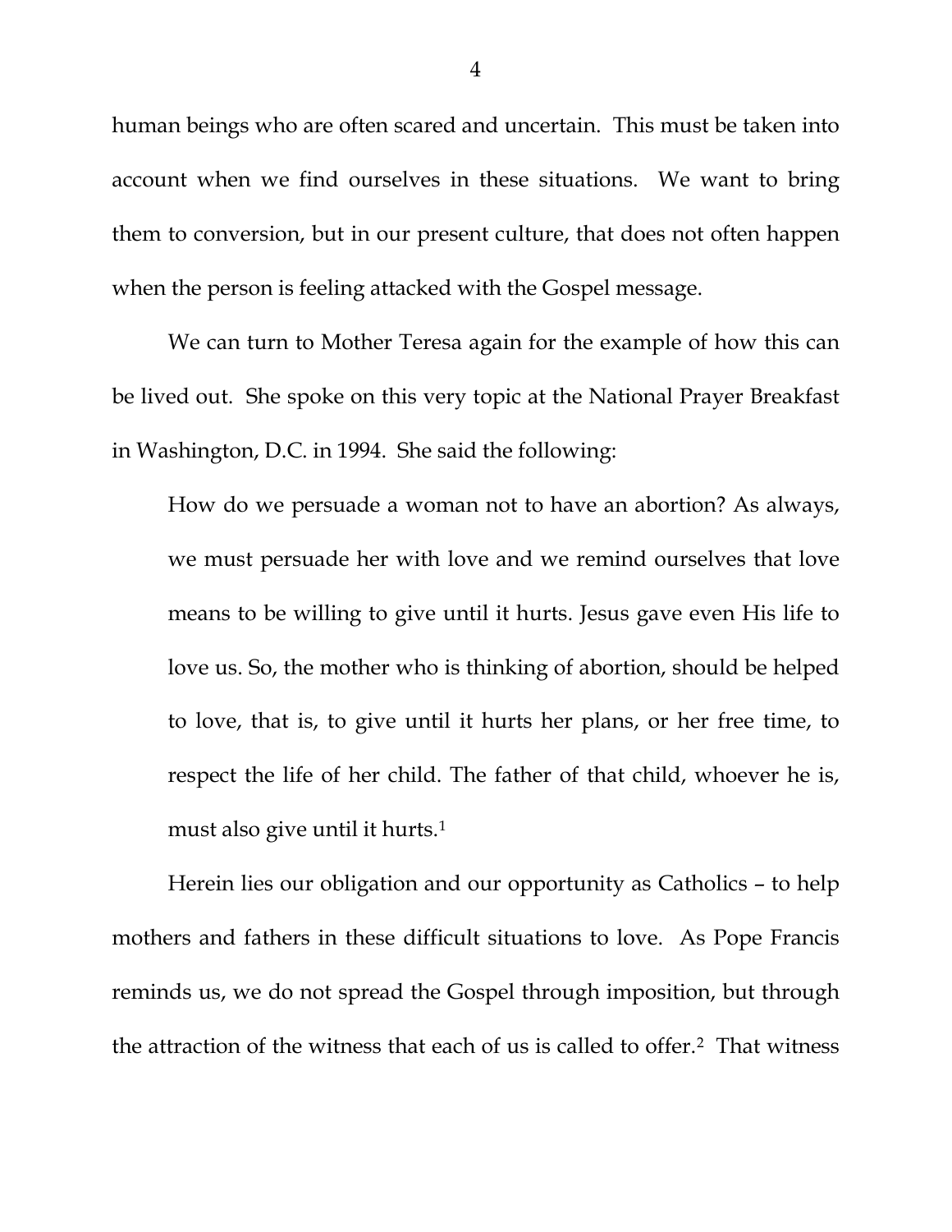human beings who are often scared and uncertain. This must be taken into account when we find ourselves in these situations. We want to bring them to conversion, but in our present culture, that does not often happen when the person is feeling attacked with the Gospel message.

We can turn to Mother Teresa again for the example of how this can be lived out. She spoke on this very topic at the National Prayer Breakfast in Washington, D.C. in 1994. She said the following:

> How do we persuade a woman not to have an abortion? As always, we must persuade her with love and we remind ourselves that love means to be willing to give until it hurts. Jesus gave even His life to love us. So, the mother who is thinking of abortion, should be helped to love, that is, to give until it hurts her plans, or her free time, to respect the life of her child. The father of that child, whoever he is, must also give until it hurts.[1]

Herein lies our obligation and our opportunity as Catholics – to help mothers and fathers in these difficult situations to love. As Pope Francis reminds us, we do not spread the Gospel through imposition, but through the attraction of the witness that each of us is called to offer.[2] That witness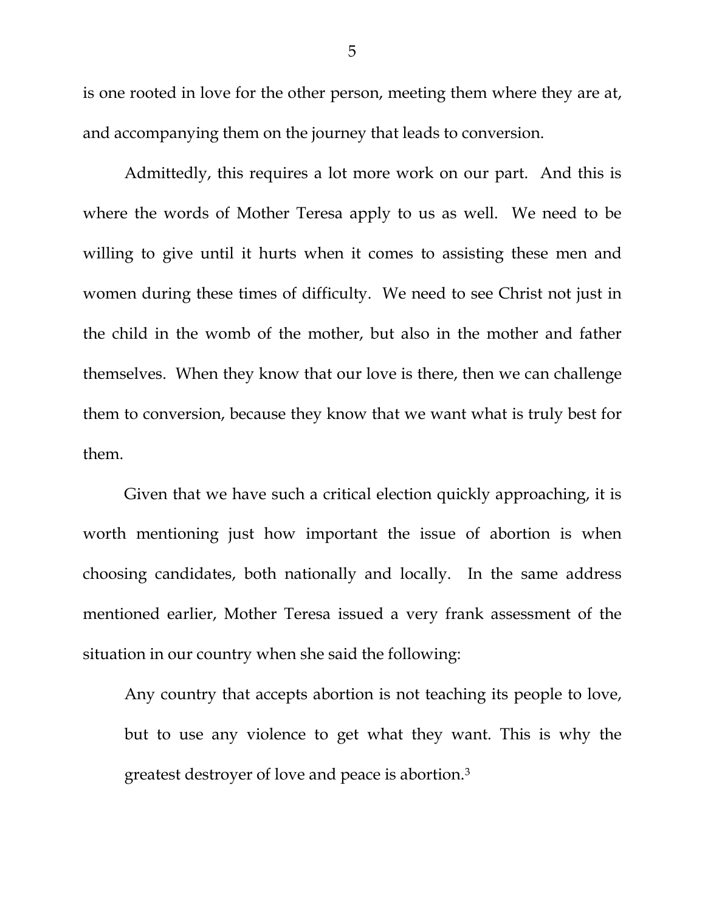is one rooted in love for the other person, meeting them where they are at, and accompanying them on the journey that leads to conversion.

Admittedly, this requires a lot more work on our part. And this is where the words of Mother Teresa apply to us as well. We need to be willing to give until it hurts when it comes to assisting these men and women during these times of difficulty. We need to see Christ not just in the child in the womb of the mother, but also in the mother and father themselves. When they know that our love is there, then we can challenge them to conversion, because they know that we want what is truly best for them.

Given that we have such a critical election quickly approaching, it is worth mentioning just how important the issue of abortion is when choosing candidates, both nationally and locally. In the same address mentioned earlier, Mother Teresa issued a very frank assessment of the situation in our country when she said the following:

> Any country that accepts abortion is not teaching its people to love, but to use any violence to get what they want. This is why the greatest destroyer of love and peace is abortion.[3]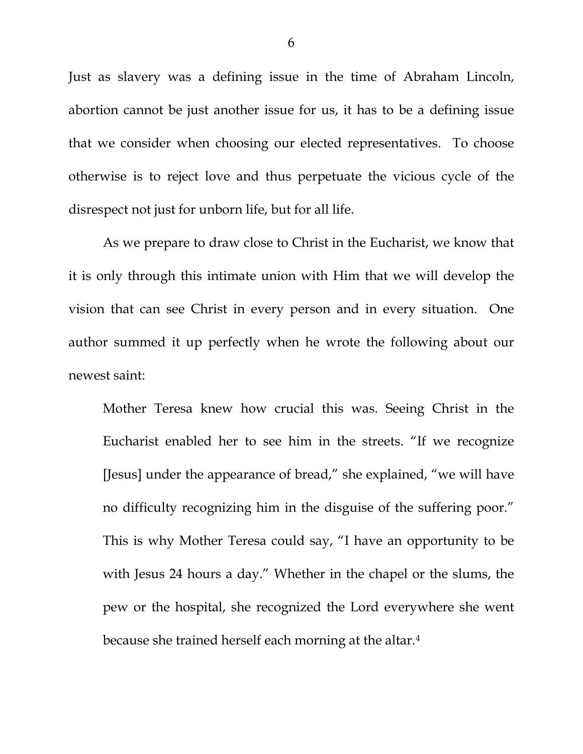Just as slavery was a defining issue in the time of Abraham Lincoln, abortion cannot be just another issue for us, it has to be a defining issue that we consider when choosing our elected representatives. To choose otherwise is to reject love and thus perpetuate the vicious cycle of the disrespect not just for unborn life, but for all life.

As we prepare to draw close to Christ in the Eucharist, we know that it is only through this intimate union with Him that we will develop the vision that can see Christ in every person and in every situation. One author summed it up perfectly when he wrote the following about our newest saint:

> Mother Teresa knew how crucial this was. Seeing Christ in the Eucharist enabled her to see him in the streets. "If we recognize [Jesus] under the appearance of bread," she explained, "we will have no difficulty recognizing him in the disguise of the suffering poor." This is why Mother Teresa could say, "I have an opportunity to be with Jesus 24 hours a day." Whether in the chapel or the slums, the pew or the hospital, she recognized the Lord everywhere she went because she trained herself each morning at the altar.[4]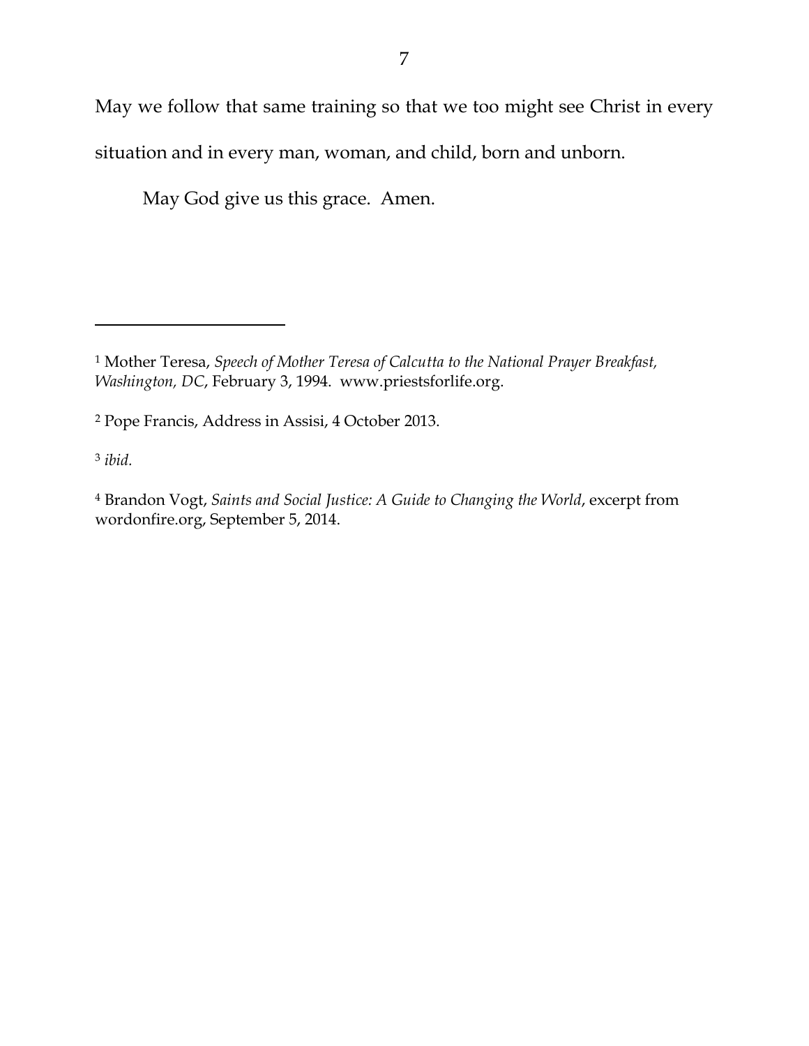May we follow that same training so that we too might see Christ in every situation and in every man, woman, and child, born and unborn.

May God give us this grace. Amen.

---

[1] Mother Teresa, *Speech of Mother Teresa of Calcutta to the National Prayer Breakfast, Washington, DC*, February 3, 1994. www.priestsforlife.org.

[2] Pope Francis, Address in Assisi, 4 October 2013.

[3] *ibid.*

[4] Brandon Vogt, *Saints and Social Justice: A Guide to Changing the World*, excerpt from wordonfire.org, September 5, 2014.